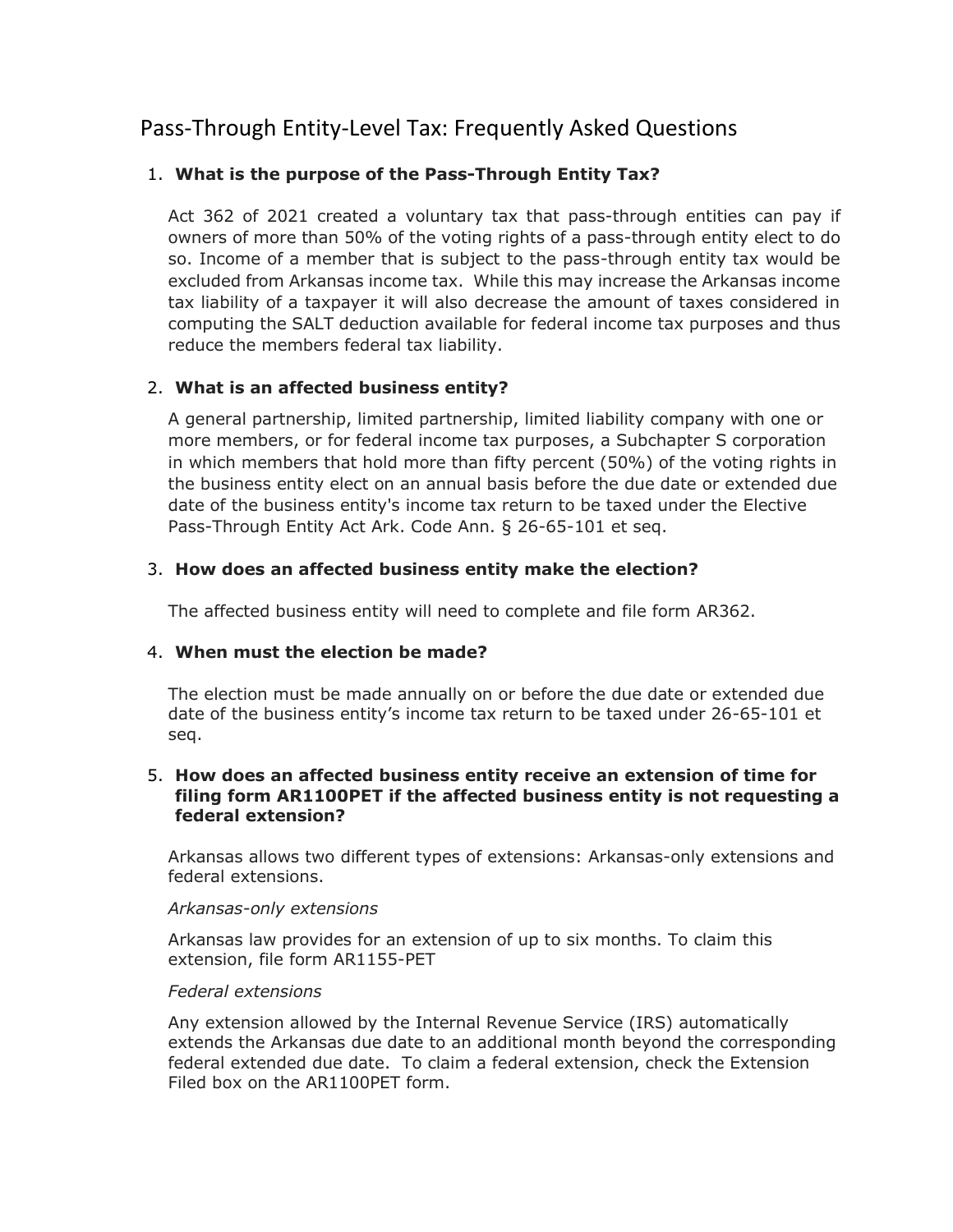# Pass-Through Entity-Level Tax: Frequently Asked Questions

1. **What is the purpose of the Pass-Through Entity Tax?**

   Act 362 of 2021 created a voluntary tax that pass-through entities can pay if owners of more than 50% of the voting rights of a pass-through entity elect to do so. Income of a member that is subject to the pass-through entity tax would be excluded from Arkansas income tax. While this may increase the Arkansas income tax liability of a taxpayer it will also decrease the amount of taxes considered in computing the SALT deduction available for federal income tax purposes and thus reduce the members federal tax liability.

2. **What is an affected business entity?**

   A general partnership, limited partnership, limited liability company with one or more members, or for federal income tax purposes, a Subchapter S corporation in which members that hold more than fifty percent (50%) of the voting rights in the business entity elect on an annual basis before the due date or extended due date of the business entity's income tax return to be taxed under the Elective Pass-Through Entity Act Ark. Code Ann. § 26-65-101 et seq.

3. **How does an affected business entity make the election?**

   The affected business entity will need to complete and file form AR362.

4. **When must the election be made?**

   The election must be made annually on or before the due date or extended due date of the business entity's income tax return to be taxed under 26-65-101 et seq.

5. **How does an affected business entity receive an extension of time for filing form AR1100PET if the affected business entity is not requesting a federal extension?**

   Arkansas allows two different types of extensions: Arkansas-only extensions and federal extensions.

   *Arkansas-only extensions*

   Arkansas law provides for an extension of up to six months. To claim this extension, file form AR1155-PET

   *Federal extensions*

   Any extension allowed by the Internal Revenue Service (IRS) automatically extends the Arkansas due date to an additional month beyond the corresponding federal extended due date. To claim a federal extension, check the Extension Filed box on the AR1100PET form.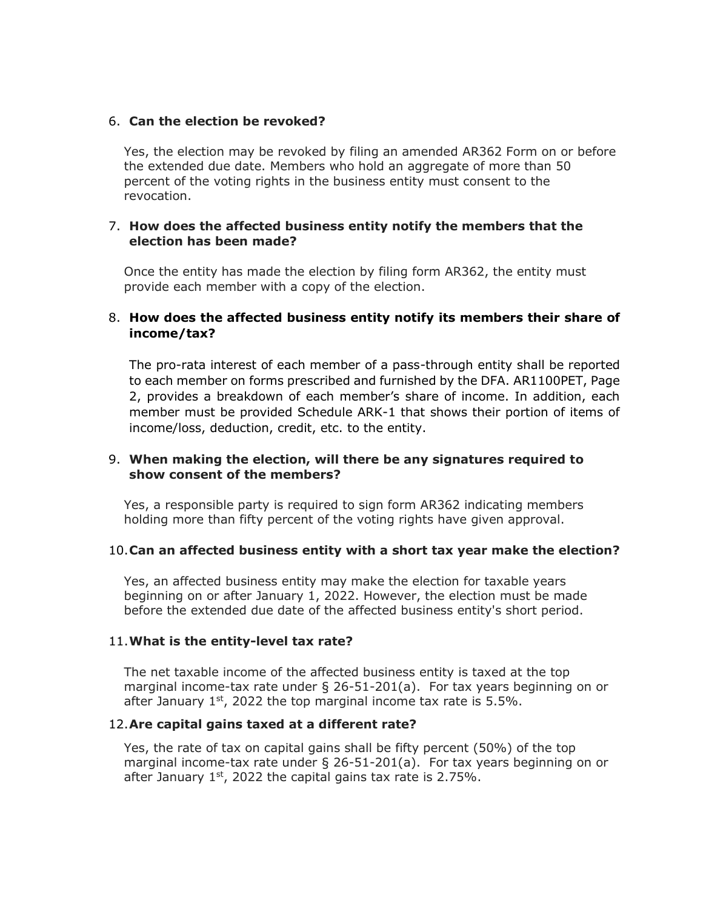6. **Can the election be revoked?**

   Yes, the election may be revoked by filing an amended AR362 Form on or before the extended due date. Members who hold an aggregate of more than 50 percent of the voting rights in the business entity must consent to the revocation.

7. **How does the affected business entity notify the members that the election has been made?**

   Once the entity has made the election by filing form AR362, the entity must provide each member with a copy of the election.

8. **How does the affected business entity notify its members their share of income/tax?**

   The pro-rata interest of each member of a pass-through entity shall be reported to each member on forms prescribed and furnished by the DFA. AR1100PET, Page 2, provides a breakdown of each member's share of income. In addition, each member must be provided Schedule ARK-1 that shows their portion of items of income/loss, deduction, credit, etc. to the entity.

9. **When making the election, will there be any signatures required to show consent of the members?**

   Yes, a responsible party is required to sign form AR362 indicating members holding more than fifty percent of the voting rights have given approval.

10. **Can an affected business entity with a short tax year make the election?**

    Yes, an affected business entity may make the election for taxable years beginning on or after January 1, 2022. However, the election must be made before the extended due date of the affected business entity's short period.

11. **What is the entity-level tax rate?**

    The net taxable income of the affected business entity is taxed at the top marginal income-tax rate under § 26-51-201(a). For tax years beginning on or after January 1st, 2022 the top marginal income tax rate is 5.5%.

12. **Are capital gains taxed at a different rate?**

    Yes, the rate of tax on capital gains shall be fifty percent (50%) of the top marginal income-tax rate under § 26-51-201(a). For tax years beginning on or after January 1st, 2022 the capital gains tax rate is 2.75%.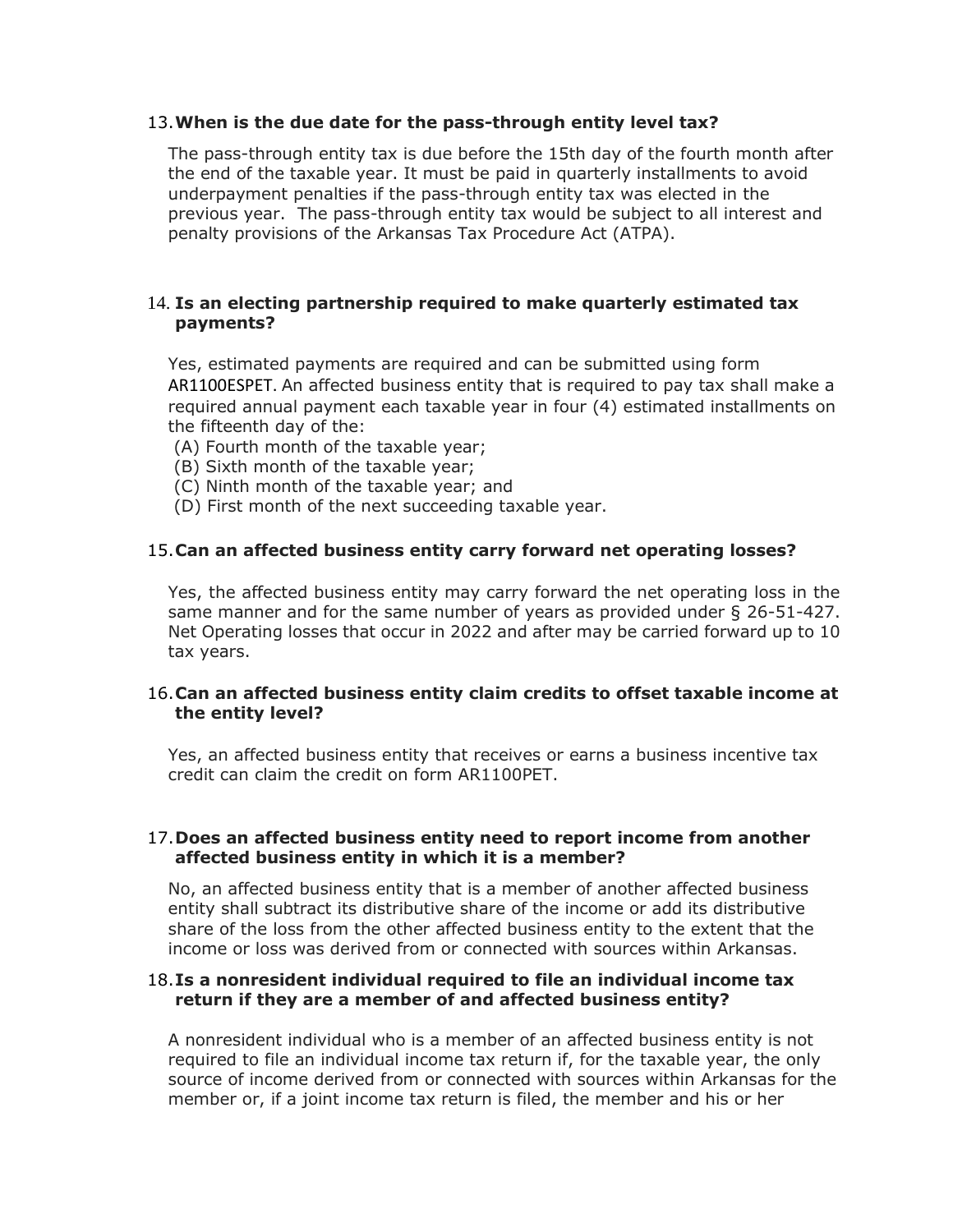13. **When is the due date for the pass-through entity level tax?**

The pass-through entity tax is due before the 15th day of the fourth month after the end of the taxable year. It must be paid in quarterly installments to avoid underpayment penalties if the pass-through entity tax was elected in the previous year. The pass-through entity tax would be subject to all interest and penalty provisions of the Arkansas Tax Procedure Act (ATPA).

14. **Is an electing partnership required to make quarterly estimated tax payments?**

Yes, estimated payments are required and can be submitted using form AR1100ESPET. An affected business entity that is required to pay tax shall make a required annual payment each taxable year in four (4) estimated installments on the fifteenth day of the:

(A) Fourth month of the taxable year;
(B) Sixth month of the taxable year;
(C) Ninth month of the taxable year; and
(D) First month of the next succeeding taxable year.

15. **Can an affected business entity carry forward net operating losses?**

Yes, the affected business entity may carry forward the net operating loss in the same manner and for the same number of years as provided under § 26-51-427. Net Operating losses that occur in 2022 and after may be carried forward up to 10 tax years.

16. **Can an affected business entity claim credits to offset taxable income at the entity level?**

Yes, an affected business entity that receives or earns a business incentive tax credit can claim the credit on form AR1100PET.

17. **Does an affected business entity need to report income from another affected business entity in which it is a member?**

No, an affected business entity that is a member of another affected business entity shall subtract its distributive share of the income or add its distributive share of the loss from the other affected business entity to the extent that the income or loss was derived from or connected with sources within Arkansas.

18. **Is a nonresident individual required to file an individual income tax return if they are a member of and affected business entity?**

A nonresident individual who is a member of an affected business entity is not required to file an individual income tax return if, for the taxable year, the only source of income derived from or connected with sources within Arkansas for the member or, if a joint income tax return is filed, the member and his or her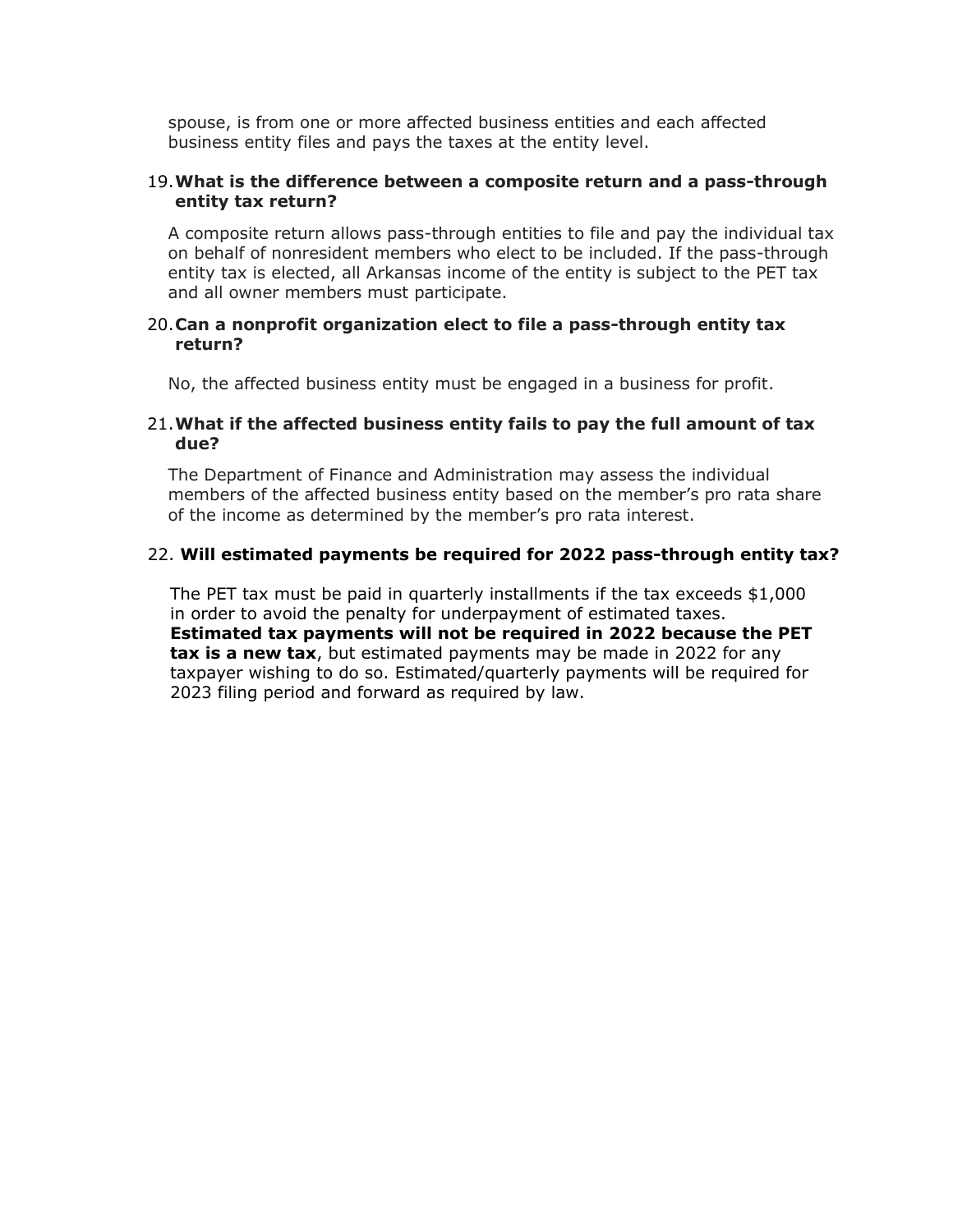spouse, is from one or more affected business entities and each affected business entity files and pays the taxes at the entity level.

19. **What is the difference between a composite return and a pass-through entity tax return?**

    A composite return allows pass-through entities to file and pay the individual tax on behalf of nonresident members who elect to be included. If the pass-through entity tax is elected, all Arkansas income of the entity is subject to the PET tax and all owner members must participate.

20. **Can a nonprofit organization elect to file a pass-through entity tax return?**

    No, the affected business entity must be engaged in a business for profit.

21. **What if the affected business entity fails to pay the full amount of tax due?**

    The Department of Finance and Administration may assess the individual members of the affected business entity based on the member's pro rata share of the income as determined by the member's pro rata interest.

22. **Will estimated payments be required for 2022 pass-through entity tax?**

    The PET tax must be paid in quarterly installments if the tax exceeds $1,000 in order to avoid the penalty for underpayment of estimated taxes. **Estimated tax payments will not be required in 2022 because the PET tax is a new tax**, but estimated payments may be made in 2022 for any taxpayer wishing to do so. Estimated/quarterly payments will be required for 2023 filing period and forward as required by law.